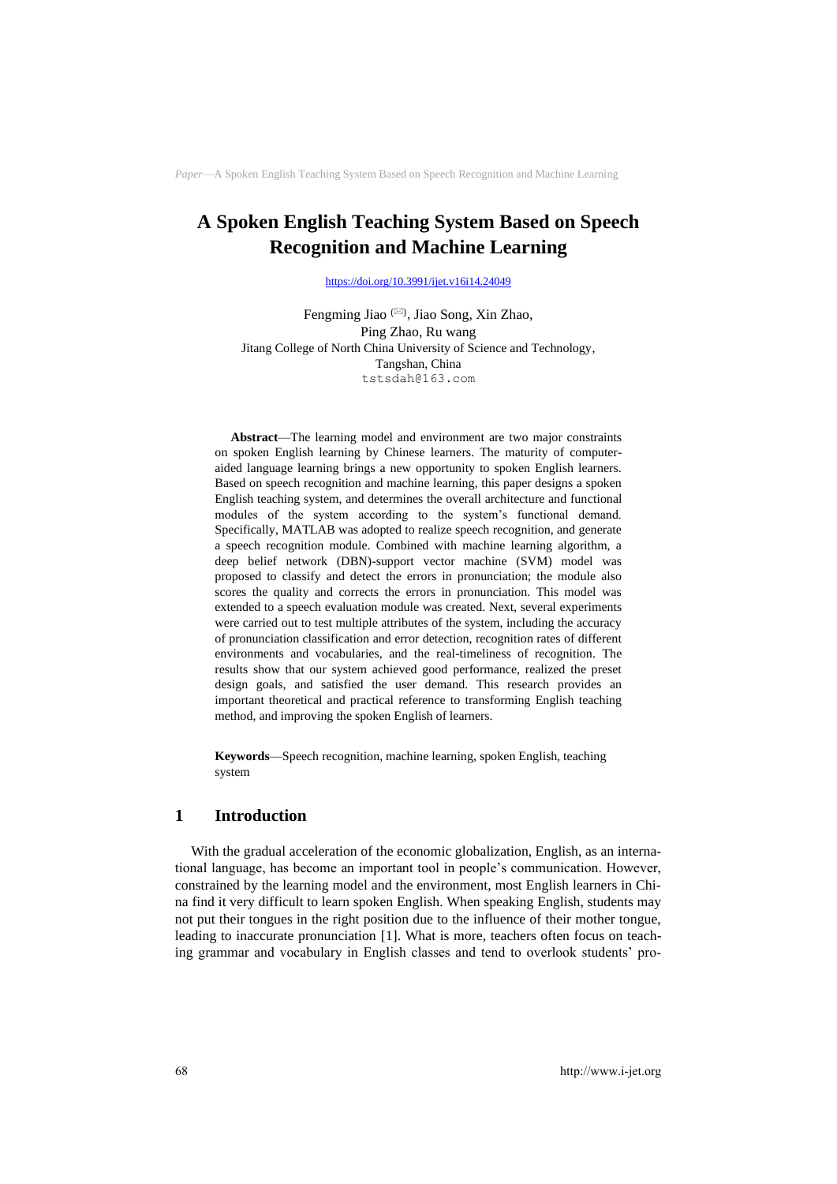# A Spoken English Teaching System Based on Speech Recognition and Machine Learning

https://doi.org/10.3991/ijet.v16i14.24049

Fengming Jiao (✉), Jiao Song, Xin Zhao,
Ping Zhao, Ru wang
Jitang College of North China University of Science and Technology,
Tangshan, China
tstsdah@163.com

**Abstract**—The learning model and environment are two major constraints on spoken English learning by Chinese learners. The maturity of computer-aided language learning brings a new opportunity to spoken English learners. Based on speech recognition and machine learning, this paper designs a spoken English teaching system, and determines the overall architecture and functional modules of the system according to the system's functional demand. Specifically, MATLAB was adopted to realize speech recognition, and generate a speech recognition module. Combined with machine learning algorithm, a deep belief network (DBN)-support vector machine (SVM) model was proposed to classify and detect the errors in pronunciation; the module also scores the quality and corrects the errors in pronunciation. This model was extended to a speech evaluation module was created. Next, several experiments were carried out to test multiple attributes of the system, including the accuracy of pronunciation classification and error detection, recognition rates of different environments and vocabularies, and the real-timeliness of recognition. The results show that our system achieved good performance, realized the preset design goals, and satisfied the user demand. This research provides an important theoretical and practical reference to transforming English teaching method, and improving the spoken English of learners.

**Keywords**—Speech recognition, machine learning, spoken English, teaching system

## 1 Introduction

With the gradual acceleration of the economic globalization, English, as an international language, has become an important tool in people's communication. However, constrained by the learning model and the environment, most English learners in China find it very difficult to learn spoken English. When speaking English, students may not put their tongues in the right position due to the influence of their mother tongue, leading to inaccurate pronunciation [1]. What is more, teachers often focus on teaching grammar and vocabulary in English classes and tend to overlook students' pro-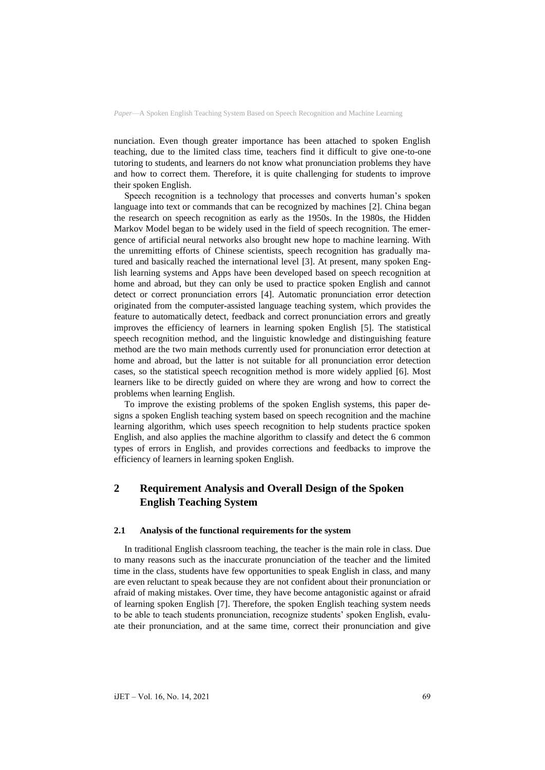nunciation. Even though greater importance has been attached to spoken English teaching, due to the limited class time, teachers find it difficult to give one-to-one tutoring to students, and learners do not know what pronunciation problems they have and how to correct them. Therefore, it is quite challenging for students to improve their spoken English.

Speech recognition is a technology that processes and converts human's spoken language into text or commands that can be recognized by machines [2]. China began the research on speech recognition as early as the 1950s. In the 1980s, the Hidden Markov Model began to be widely used in the field of speech recognition. The emergence of artificial neural networks also brought new hope to machine learning. With the unremitting efforts of Chinese scientists, speech recognition has gradually matured and basically reached the international level [3]. At present, many spoken English learning systems and Apps have been developed based on speech recognition at home and abroad, but they can only be used to practice spoken English and cannot detect or correct pronunciation errors [4]. Automatic pronunciation error detection originated from the computer-assisted language teaching system, which provides the feature to automatically detect, feedback and correct pronunciation errors and greatly improves the efficiency of learners in learning spoken English [5]. The statistical speech recognition method, and the linguistic knowledge and distinguishing feature method are the two main methods currently used for pronunciation error detection at home and abroad, but the latter is not suitable for all pronunciation error detection cases, so the statistical speech recognition method is more widely applied [6]. Most learners like to be directly guided on where they are wrong and how to correct the problems when learning English.

To improve the existing problems of the spoken English systems, this paper designs a spoken English teaching system based on speech recognition and the machine learning algorithm, which uses speech recognition to help students practice spoken English, and also applies the machine algorithm to classify and detect the 6 common types of errors in English, and provides corrections and feedbacks to improve the efficiency of learners in learning spoken English.

## 2 Requirement Analysis and Overall Design of the Spoken English Teaching System

### 2.1 Analysis of the functional requirements for the system

In traditional English classroom teaching, the teacher is the main role in class. Due to many reasons such as the inaccurate pronunciation of the teacher and the limited time in the class, students have few opportunities to speak English in class, and many are even reluctant to speak because they are not confident about their pronunciation or afraid of making mistakes. Over time, they have become antagonistic against or afraid of learning spoken English [7]. Therefore, the spoken English teaching system needs to be able to teach students pronunciation, recognize students' spoken English, evaluate their pronunciation, and at the same time, correct their pronunciation and give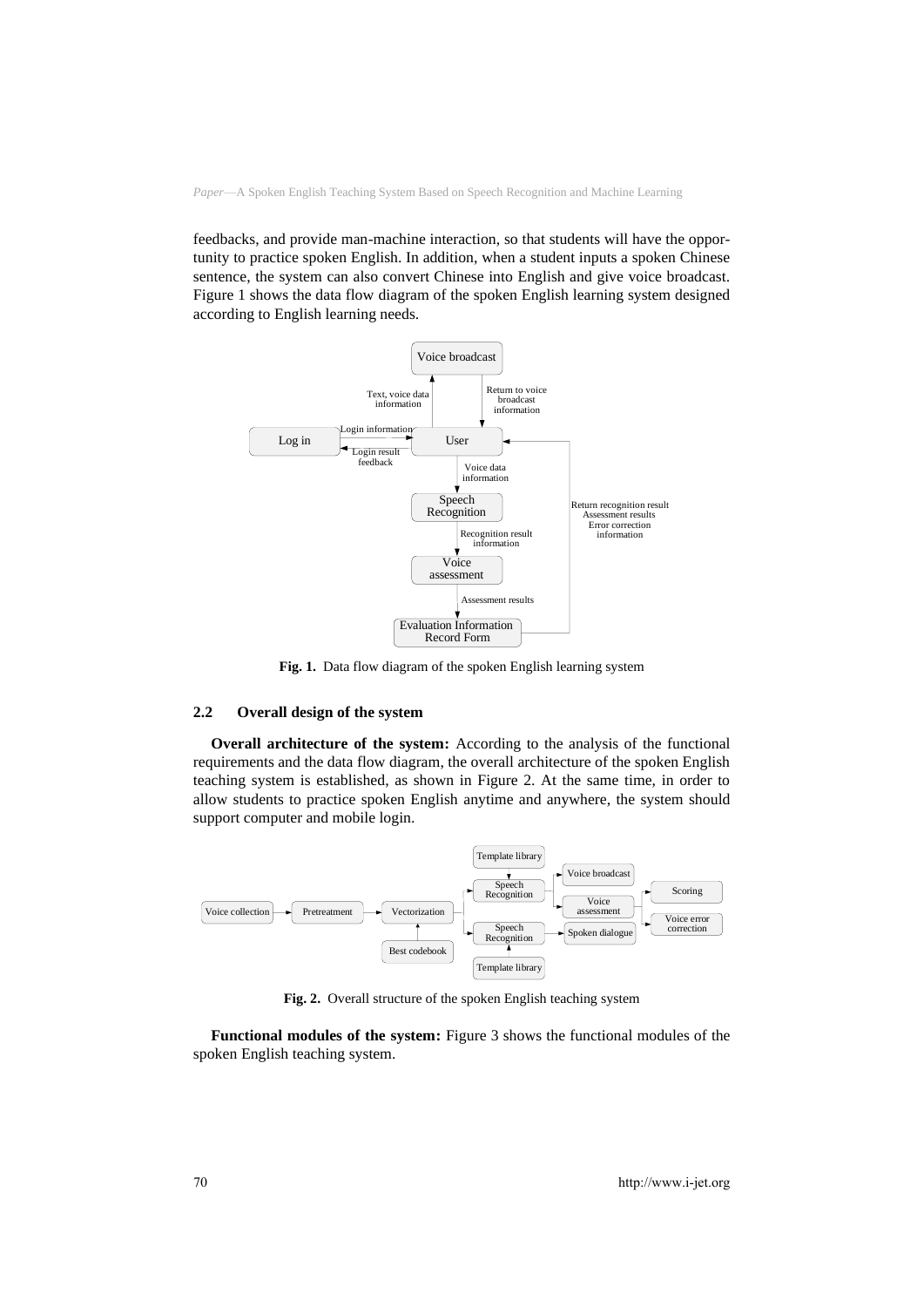feedbacks, and provide man-machine interaction, so that students will have the opportunity to practice spoken English. In addition, when a student inputs a spoken Chinese sentence, the system can also convert Chinese into English and give voice broadcast. Figure 1 shows the data flow diagram of the spoken English learning system designed according to English learning needs.

**Fig. 1.** Data flow diagram of the spoken English learning system

### 2.2 Overall design of the system

**Overall architecture of the system:** According to the analysis of the functional requirements and the data flow diagram, the overall architecture of the spoken English teaching system is established, as shown in Figure 2. At the same time, in order to allow students to practice spoken English anytime and anywhere, the system should support computer and mobile login.

**Fig. 2.** Overall structure of the spoken English teaching system

**Functional modules of the system:** Figure 3 shows the functional modules of the spoken English teaching system.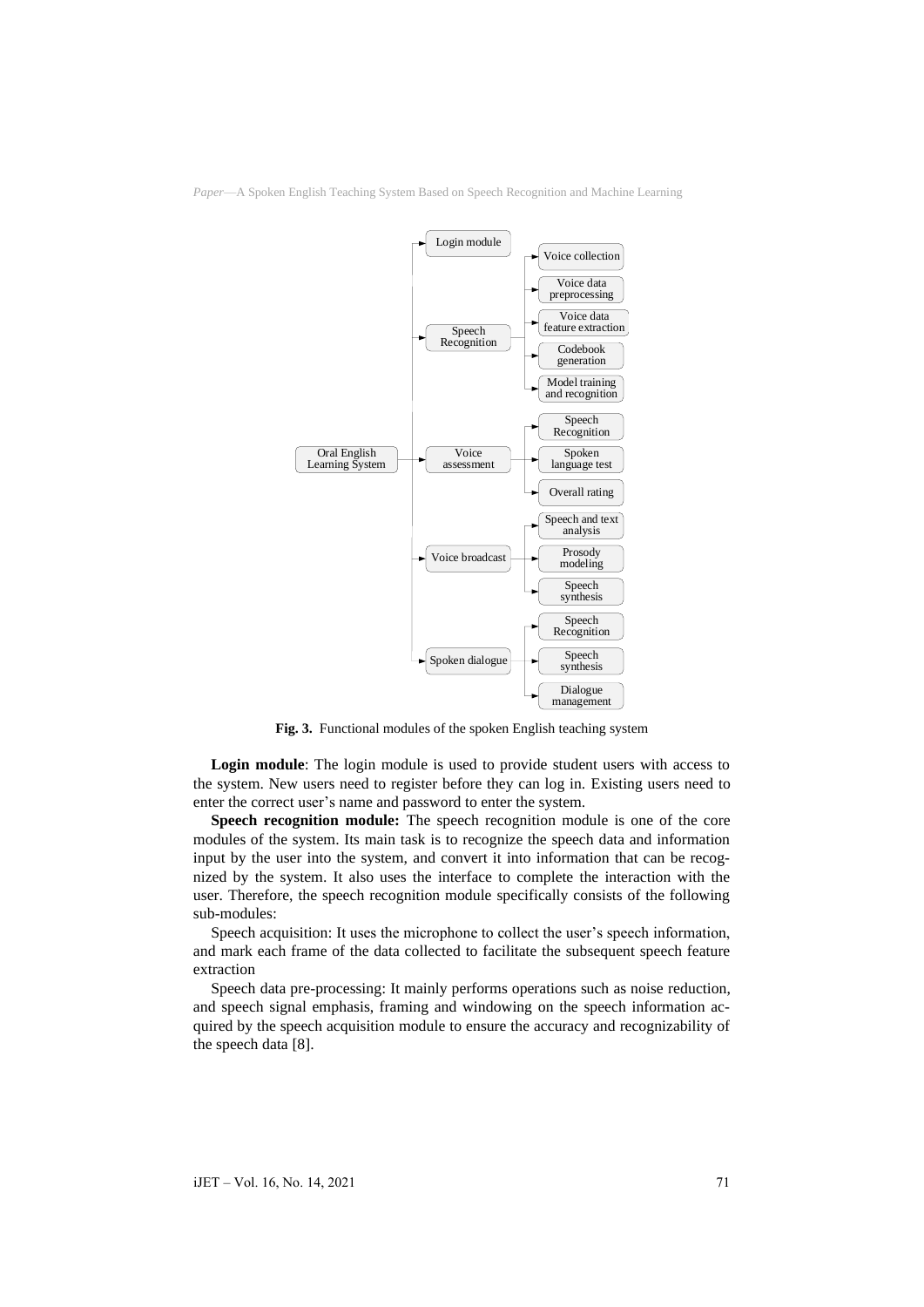Fig. 3. Functional modules of the spoken English teaching system

**Login module**: The login module is used to provide student users with access to the system. New users need to register before they can log in. Existing users need to enter the correct user's name and password to enter the system.

**Speech recognition module:** The speech recognition module is one of the core modules of the system. Its main task is to recognize the speech data and information input by the user into the system, and convert it into information that can be recognized by the system. It also uses the interface to complete the interaction with the user. Therefore, the speech recognition module specifically consists of the following sub-modules:

Speech acquisition: It uses the microphone to collect the user's speech information, and mark each frame of the data collected to facilitate the subsequent speech feature extraction

Speech data pre-processing: It mainly performs operations such as noise reduction, and speech signal emphasis, framing and windowing on the speech information acquired by the speech acquisition module to ensure the accuracy and recognizability of the speech data [8].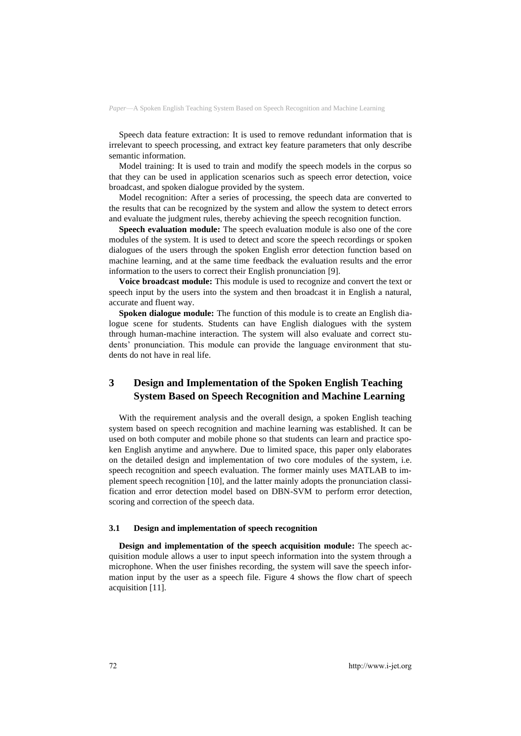Speech data feature extraction: It is used to remove redundant information that is irrelevant to speech processing, and extract key feature parameters that only describe semantic information.

Model training: It is used to train and modify the speech models in the corpus so that they can be used in application scenarios such as speech error detection, voice broadcast, and spoken dialogue provided by the system.

Model recognition: After a series of processing, the speech data are converted to the results that can be recognized by the system and allow the system to detect errors and evaluate the judgment rules, thereby achieving the speech recognition function.

**Speech evaluation module:** The speech evaluation module is also one of the core modules of the system. It is used to detect and score the speech recordings or spoken dialogues of the users through the spoken English error detection function based on machine learning, and at the same time feedback the evaluation results and the error information to the users to correct their English pronunciation [9].

**Voice broadcast module:** This module is used to recognize and convert the text or speech input by the users into the system and then broadcast it in English a natural, accurate and fluent way.

**Spoken dialogue module:** The function of this module is to create an English dialogue scene for students. Students can have English dialogues with the system through human-machine interaction. The system will also evaluate and correct students' pronunciation. This module can provide the language environment that students do not have in real life.

## 3 Design and Implementation of the Spoken English Teaching System Based on Speech Recognition and Machine Learning

With the requirement analysis and the overall design, a spoken English teaching system based on speech recognition and machine learning was established. It can be used on both computer and mobile phone so that students can learn and practice spoken English anytime and anywhere. Due to limited space, this paper only elaborates on the detailed design and implementation of two core modules of the system, i.e. speech recognition and speech evaluation. The former mainly uses MATLAB to implement speech recognition [10], and the latter mainly adopts the pronunciation classification and error detection model based on DBN-SVM to perform error detection, scoring and correction of the speech data.

### 3.1 Design and implementation of speech recognition

**Design and implementation of the speech acquisition module:** The speech acquisition module allows a user to input speech information into the system through a microphone. When the user finishes recording, the system will save the speech information input by the user as a speech file. Figure 4 shows the flow chart of speech acquisition [11].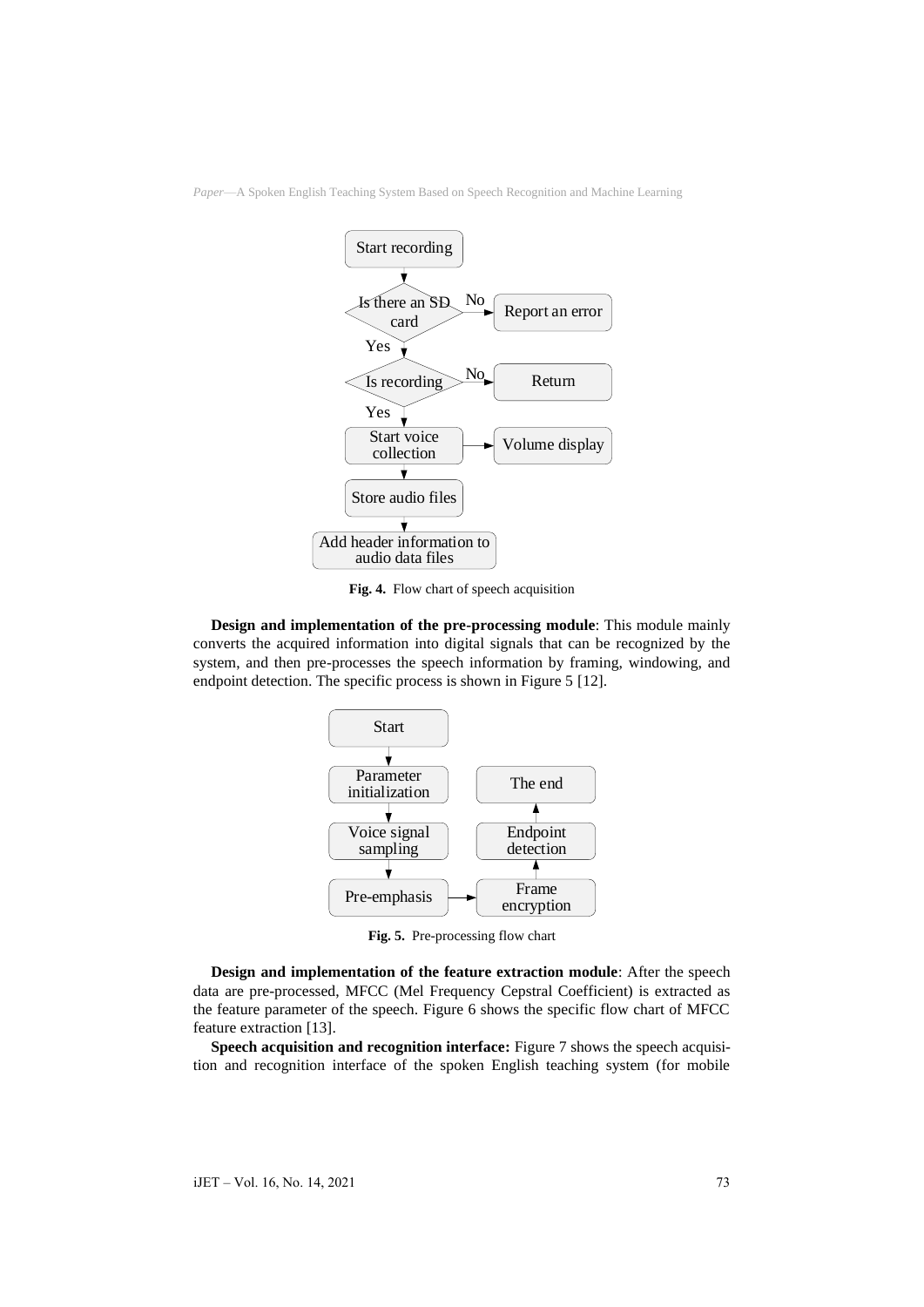Fig. 4. Flow chart of speech acquisition

**Design and implementation of the pre-processing module**: This module mainly converts the acquired information into digital signals that can be recognized by the system, and then pre-processes the speech information by framing, windowing, and endpoint detection. The specific process is shown in Figure 5 [12].

Fig. 5. Pre-processing flow chart

**Design and implementation of the feature extraction module**: After the speech data are pre-processed, MFCC (Mel Frequency Cepstral Coefficient) is extracted as the feature parameter of the speech. Figure 6 shows the specific flow chart of MFCC feature extraction [13].

**Speech acquisition and recognition interface:** Figure 7 shows the speech acquisition and recognition interface of the spoken English teaching system (for mobile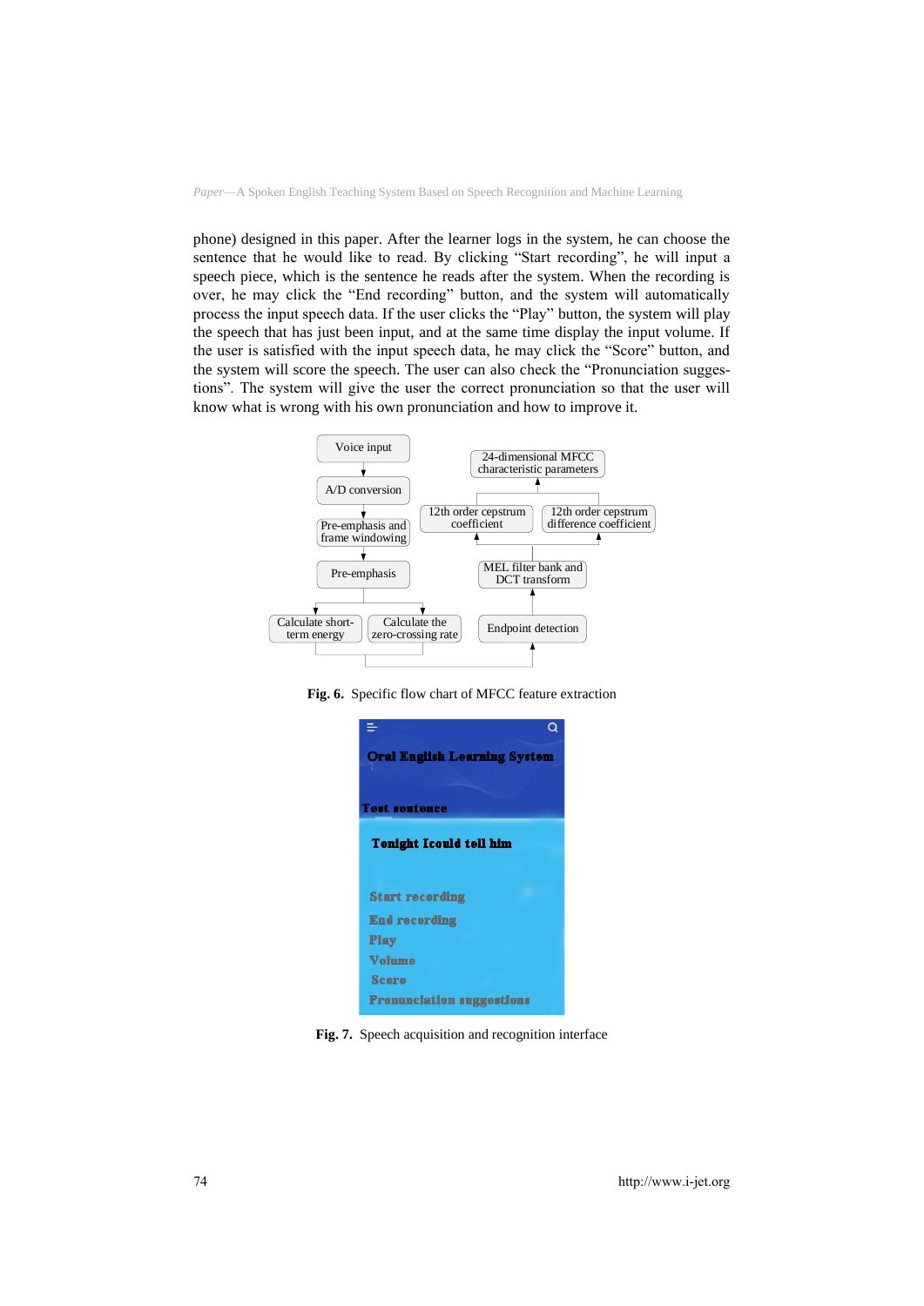phone) designed in this paper. After the learner logs in the system, he can choose the sentence that he would like to read. By clicking "Start recording", he will input a speech piece, which is the sentence he reads after the system. When the recording is over, he may click the "End recording" button, and the system will automatically process the input speech data. If the user clicks the "Play" button, the system will play the speech that has just been input, and at the same time display the input volume. If the user is satisfied with the input speech data, he may click the "Score" button, and the system will score the speech. The user can also check the "Pronunciation suggestions". The system will give the user the correct pronunciation so that the user will know what is wrong with his own pronunciation and how to improve it.

**Fig. 6.** Specific flow chart of MFCC feature extraction

**Fig. 7.** Speech acquisition and recognition interface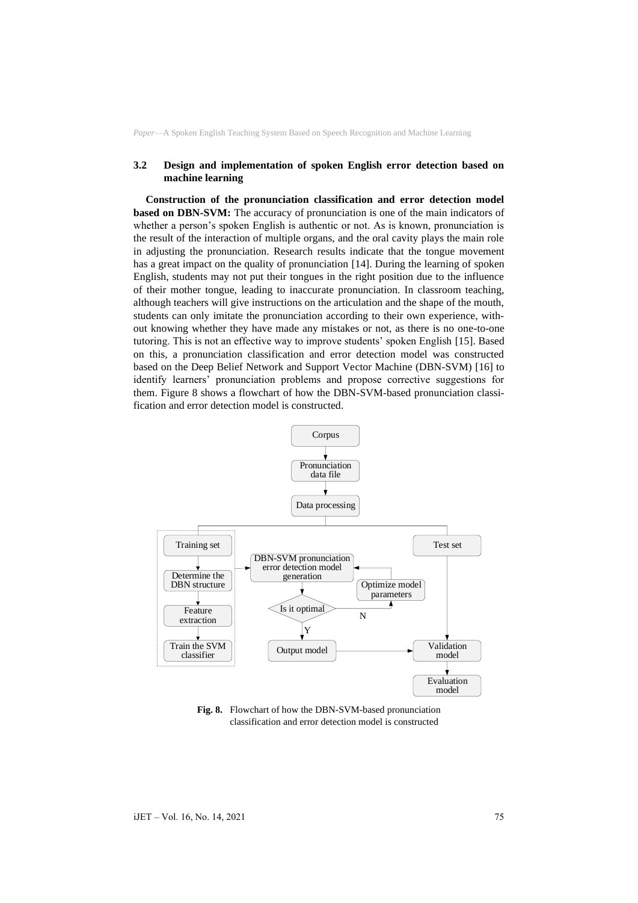### 3.2 Design and implementation of spoken English error detection based on machine learning

**Construction of the pronunciation classification and error detection model based on DBN-SVM:** The accuracy of pronunciation is one of the main indicators of whether a person's spoken English is authentic or not. As is known, pronunciation is the result of the interaction of multiple organs, and the oral cavity plays the main role in adjusting the pronunciation. Research results indicate that the tongue movement has a great impact on the quality of pronunciation [14]. During the learning of spoken English, students may not put their tongues in the right position due to the influence of their mother tongue, leading to inaccurate pronunciation. In classroom teaching, although teachers will give instructions on the articulation and the shape of the mouth, students can only imitate the pronunciation according to their own experience, without knowing whether they have made any mistakes or not, as there is no one-to-one tutoring. This is not an effective way to improve students' spoken English [15]. Based on this, a pronunciation classification and error detection model was constructed based on the Deep Belief Network and Support Vector Machine (DBN-SVM) [16] to identify learners' pronunciation problems and propose corrective suggestions for them. Figure 8 shows a flowchart of how the DBN-SVM-based pronunciation classification and error detection model is constructed.

Corpus → Pronunciation data file → Data processing → Training set / Test set

Training set → Determine the DBN structure → Feature extraction → Train the SVM classifier

DBN-SVM pronunciation error detection model generation → Is it optimal (N → Optimize model parameters; Y → Output model) → Validation model → Evaluation model

**Fig. 8.** Flowchart of how the DBN-SVM-based pronunciation classification and error detection model is constructed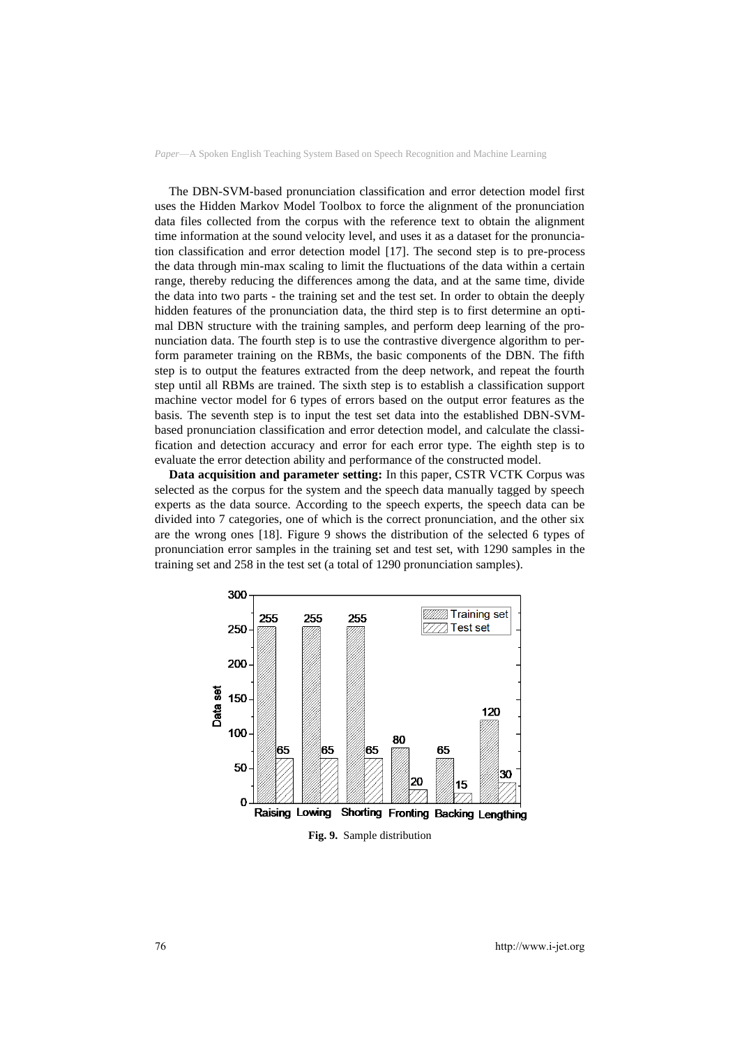The DBN-SVM-based pronunciation classification and error detection model first uses the Hidden Markov Model Toolbox to force the alignment of the pronunciation data files collected from the corpus with the reference text to obtain the alignment time information at the sound velocity level, and uses it as a dataset for the pronunciation classification and error detection model [17]. The second step is to pre-process the data through min-max scaling to limit the fluctuations of the data within a certain range, thereby reducing the differences among the data, and at the same time, divide the data into two parts - the training set and the test set. In order to obtain the deeply hidden features of the pronunciation data, the third step is to first determine an optimal DBN structure with the training samples, and perform deep learning of the pronunciation data. The fourth step is to use the contrastive divergence algorithm to perform parameter training on the RBMs, the basic components of the DBN. The fifth step is to output the features extracted from the deep network, and repeat the fourth step until all RBMs are trained. The sixth step is to establish a classification support machine vector model for 6 types of errors based on the output error features as the basis. The seventh step is to input the test set data into the established DBN-SVM-based pronunciation classification and error detection model, and calculate the classification and detection accuracy and error for each error type. The eighth step is to evaluate the error detection ability and performance of the constructed model.

**Data acquisition and parameter setting:** In this paper, CSTR VCTK Corpus was selected as the corpus for the system and the speech data manually tagged by speech experts as the data source. According to the speech experts, the speech data can be divided into 7 categories, one of which is the correct pronunciation, and the other six are the wrong ones [18]. Figure 9 shows the distribution of the selected 6 types of pronunciation error samples in the training set and test set, with 1290 samples in the training set and 258 in the test set (a total of 1290 pronunciation samples).

| | Raising | Lowing | Shorting | Fronting | Backing | Lengthing |
|---|---|---|---|---|---|---|
| Training set | 255 | 255 | 255 | 80 | 65 | 120 |
| Test set | 65 | 65 | 65 | 20 | 15 | 30 |

**Fig. 9.** Sample distribution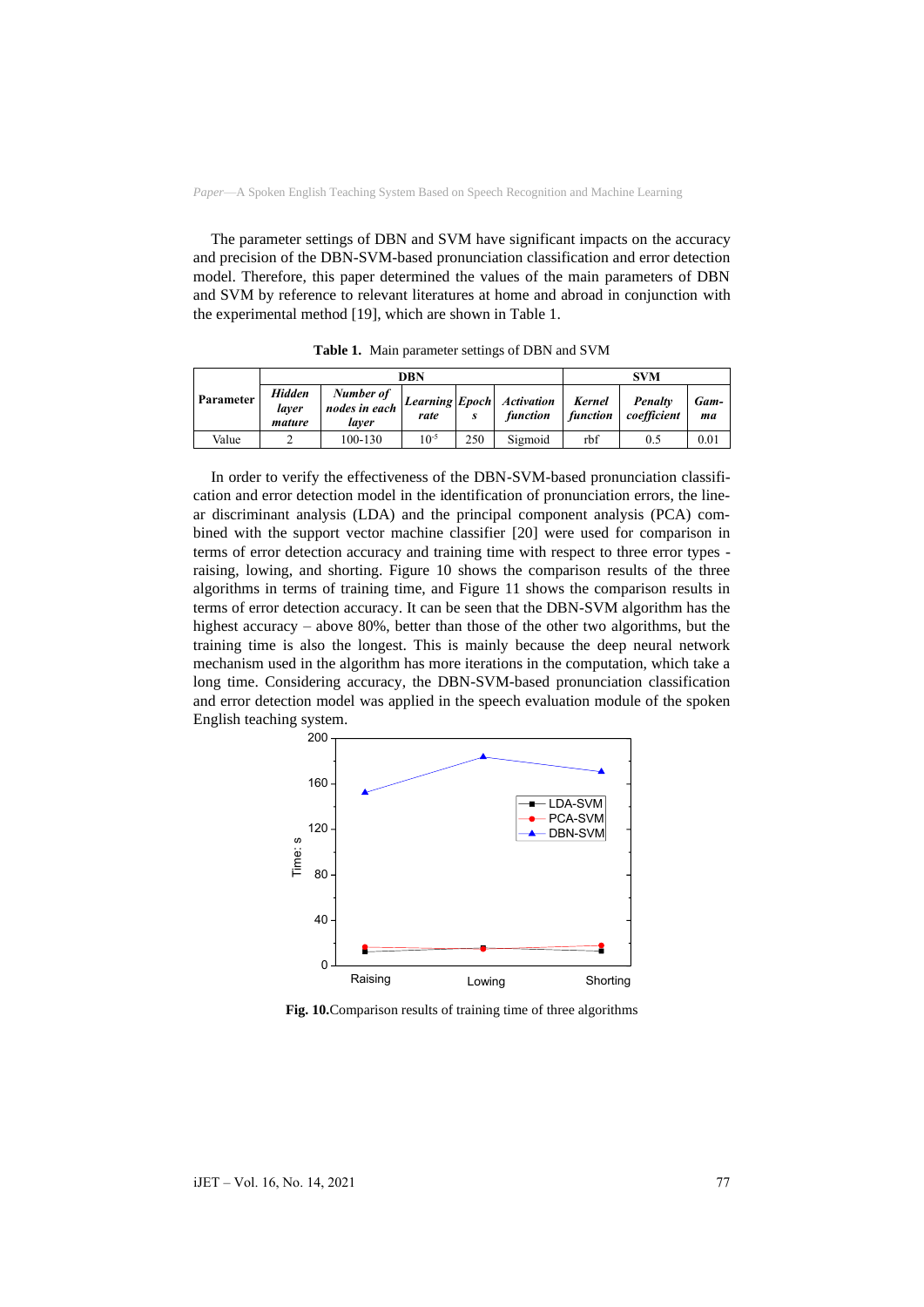The parameter settings of DBN and SVM have significant impacts on the accuracy and precision of the DBN-SVM-based pronunciation classification and error detection model. Therefore, this paper determined the values of the main parameters of DBN and SVM by reference to relevant literatures at home and abroad in conjunction with the experimental method [19], which are shown in Table 1.

**Table 1.** Main parameter settings of DBN and SVM

| Parameter | DBN | | | | | SVM | | |
|---|---|---|---|---|---|---|---|---|
| | *Hidden layer mature* | *Number of nodes in each layer* | *Learning rate* | *Epochs* | *Activation function* | *Kernel function* | *Penalty coefficient* | *Gamma* |
| Value | 2 | 100-130 | $10^{-5}$ | 250 | Sigmoid | rbf | 0.5 | 0.01 |

In order to verify the effectiveness of the DBN-SVM-based pronunciation classification and error detection model in the identification of pronunciation errors, the linear discriminant analysis (LDA) and the principal component analysis (PCA) combined with the support vector machine classifier [20] were used for comparison in terms of error detection accuracy and training time with respect to three error types - raising, lowing, and shorting. Figure 10 shows the comparison results of the three algorithms in terms of training time, and Figure 11 shows the comparison results in terms of error detection accuracy. It can be seen that the DBN-SVM algorithm has the highest accuracy – above 80%, better than those of the other two algorithms, but the training time is also the longest. This is mainly because the deep neural network mechanism used in the algorithm has more iterations in the computation, which take a long time. Considering accuracy, the DBN-SVM-based pronunciation classification and error detection model was applied in the speech evaluation module of the spoken English teaching system.

**Fig. 10.** Comparison results of training time of three algorithms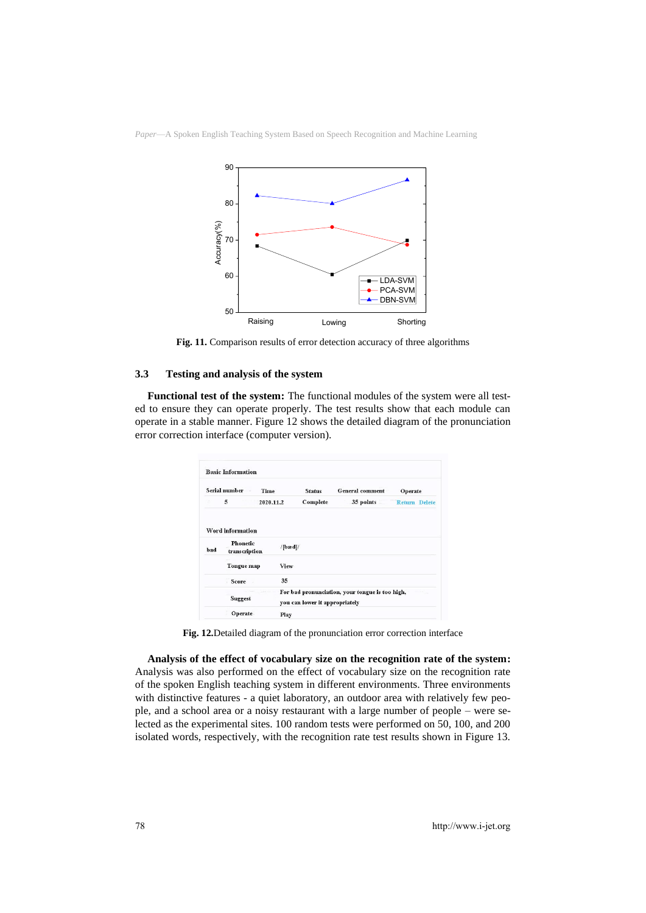Fig. 11. Comparison results of error detection accuracy of three algorithms

### 3.3 Testing and analysis of the system

**Functional test of the system:** The functional modules of the system were all tested to ensure they can operate properly. The test results show that each module can operate in a stable manner. Figure 12 shows the detailed diagram of the pronunciation error correction interface (computer version).

Fig. 12. Detailed diagram of the pronunciation error correction interface

**Analysis of the effect of vocabulary size on the recognition rate of the system:** Analysis was also performed on the effect of vocabulary size on the recognition rate of the spoken English teaching system in different environments. Three environments with distinctive features - a quiet laboratory, an outdoor area with relatively few people, and a school area or a noisy restaurant with a large number of people – were selected as the experimental sites. 100 random tests were performed on 50, 100, and 200 isolated words, respectively, with the recognition rate test results shown in Figure 13.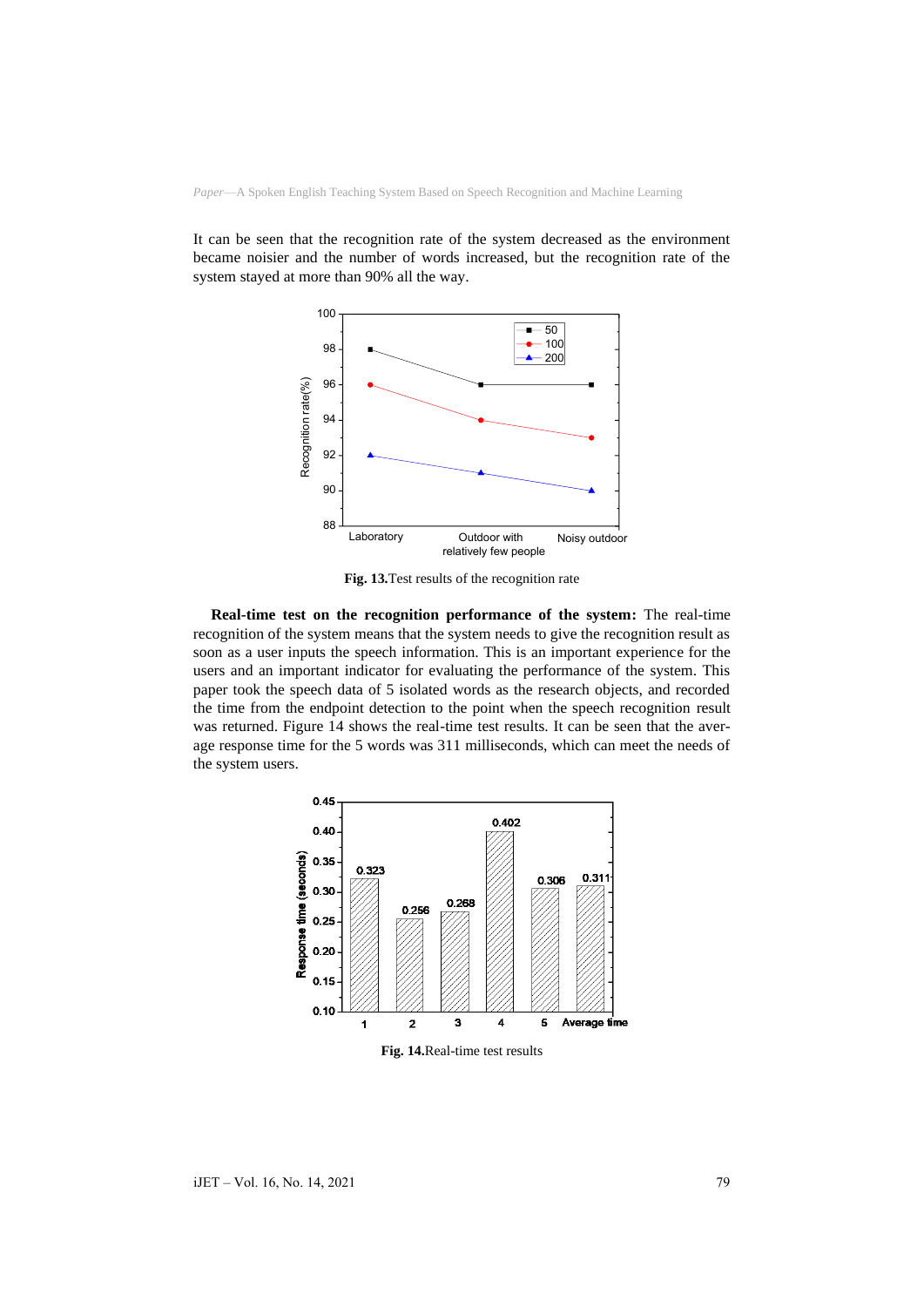It can be seen that the recognition rate of the system decreased as the environment became noisier and the number of words increased, but the recognition rate of the system stayed at more than 90% all the way.

**Fig. 13.** Test results of the recognition rate

**Real-time test on the recognition performance of the system:** The real-time recognition of the system means that the system needs to give the recognition result as soon as a user inputs the speech information. This is an important experience for the users and an important indicator for evaluating the performance of the system. This paper took the speech data of 5 isolated words as the research objects, and recorded the time from the endpoint detection to the point when the speech recognition result was returned. Figure 14 shows the real-time test results. It can be seen that the average response time for the 5 words was 311 milliseconds, which can meet the needs of the system users.

**Fig. 14.** Real-time test results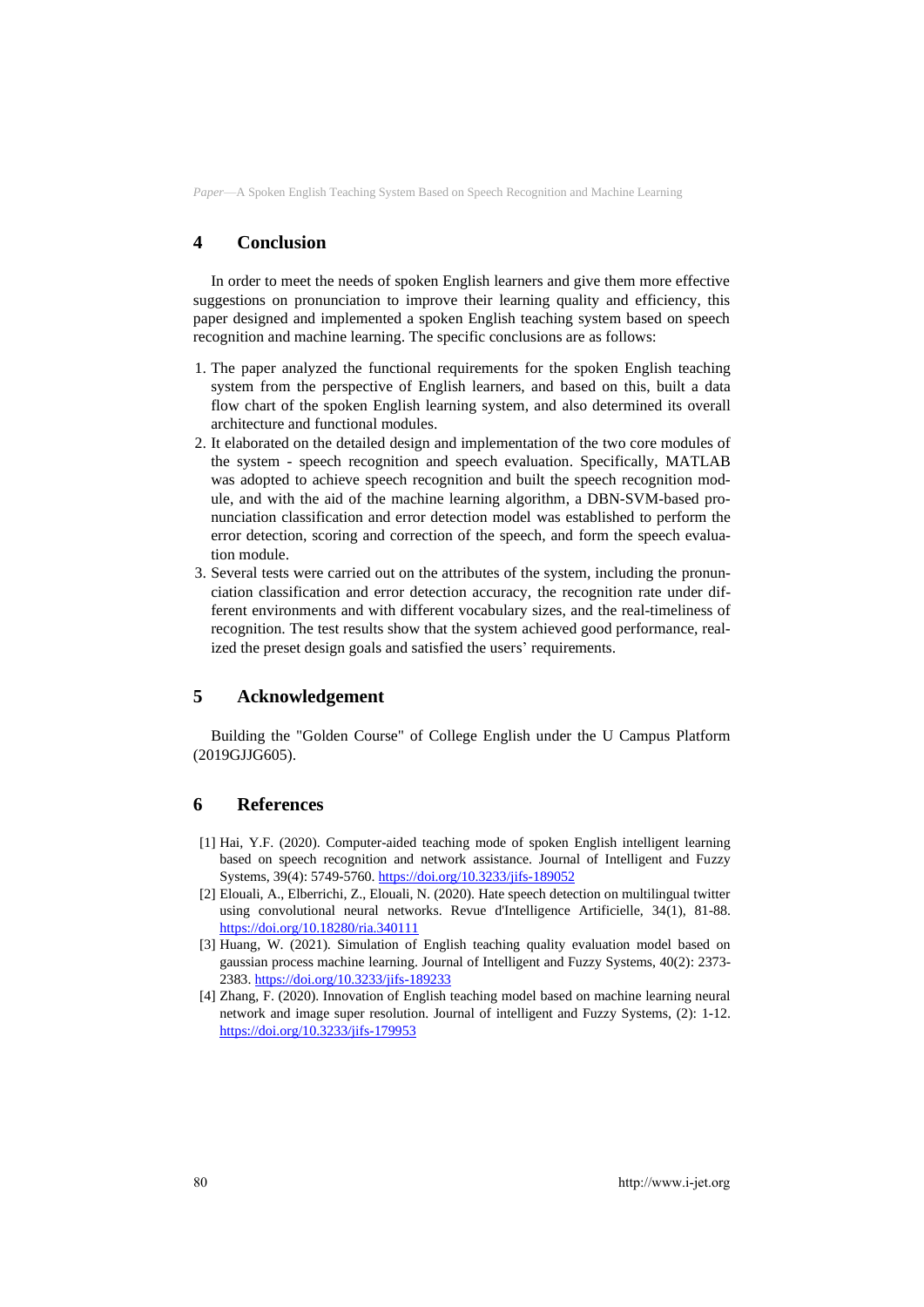## 4 Conclusion

In order to meet the needs of spoken English learners and give them more effective suggestions on pronunciation to improve their learning quality and efficiency, this paper designed and implemented a spoken English teaching system based on speech recognition and machine learning. The specific conclusions are as follows:

1. The paper analyzed the functional requirements for the spoken English teaching system from the perspective of English learners, and based on this, built a data flow chart of the spoken English learning system, and also determined its overall architecture and functional modules.
2. It elaborated on the detailed design and implementation of the two core modules of the system - speech recognition and speech evaluation. Specifically, MATLAB was adopted to achieve speech recognition and built the speech recognition module, and with the aid of the machine learning algorithm, a DBN-SVM-based pronunciation classification and error detection model was established to perform the error detection, scoring and correction of the speech, and form the speech evaluation module.
3. Several tests were carried out on the attributes of the system, including the pronunciation classification and error detection accuracy, the recognition rate under different environments and with different vocabulary sizes, and the real-timeliness of recognition. The test results show that the system achieved good performance, realized the preset design goals and satisfied the users' requirements.

## 5 Acknowledgement

Building the "Golden Course" of College English under the U Campus Platform (2019GJJG605).

## 6 References

[1] Hai, Y.F. (2020). Computer-aided teaching mode of spoken English intelligent learning based on speech recognition and network assistance. Journal of Intelligent and Fuzzy Systems, 39(4): 5749-5760. https://doi.org/10.3233/jifs-189052

[2] Elouali, A., Elberrichi, Z., Elouali, N. (2020). Hate speech detection on multilingual twitter using convolutional neural networks. Revue d'Intelligence Artificielle, 34(1), 81-88. https://doi.org/10.18280/ria.340111

[3] Huang, W. (2021). Simulation of English teaching quality evaluation model based on gaussian process machine learning. Journal of Intelligent and Fuzzy Systems, 40(2): 2373-2383. https://doi.org/10.3233/jifs-189233

[4] Zhang, F. (2020). Innovation of English teaching model based on machine learning neural network and image super resolution. Journal of intelligent and Fuzzy Systems, (2): 1-12. https://doi.org/10.3233/jifs-179953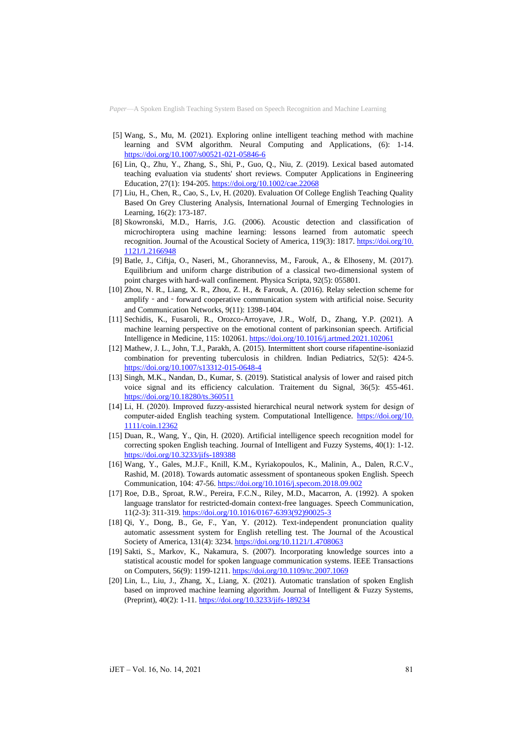[5] Wang, S., Mu, M. (2021). Exploring online intelligent teaching method with machine learning and SVM algorithm. Neural Computing and Applications, (6): 1-14. https://doi.org/10.1007/s00521-021-05846-6

[6] Lin, Q., Zhu, Y., Zhang, S., Shi, P., Guo, Q., Niu, Z. (2019). Lexical based automated teaching evaluation via students' short reviews. Computer Applications in Engineering Education, 27(1): 194-205. https://doi.org/10.1002/cae.22068

[7] Liu, H., Chen, R., Cao, S., Lv, H. (2020). Evaluation Of College English Teaching Quality Based On Grey Clustering Analysis, International Journal of Emerging Technologies in Learning, 16(2): 173-187.

[8] Skowronski, M.D., Harris, J.G. (2006). Acoustic detection and classification of microchiroptera using machine learning: lessons learned from automatic speech recognition. Journal of the Acoustical Society of America, 119(3): 1817. https://doi.org/10.1121/1.2166948

[9] Batle, J., Ciftja, O., Naseri, M., Ghoranneviss, M., Farouk, A., & Elhoseny, M. (2017). Equilibrium and uniform charge distribution of a classical two-dimensional system of point charges with hard-wall confinement. Physica Scripta, 92(5): 055801.

[10] Zhou, N. R., Liang, X. R., Zhou, Z. H., & Farouk, A. (2016). Relay selection scheme for amplify‐and‐forward cooperative communication system with artificial noise. Security and Communication Networks, 9(11): 1398-1404.

[11] Sechidis, K., Fusaroli, R., Orozco-Arroyave, J.R., Wolf, D., Zhang, Y.P. (2021). A machine learning perspective on the emotional content of parkinsonian speech. Artificial Intelligence in Medicine, 115: 102061. https://doi.org/10.1016/j.artmed.2021.102061

[12] Mathew, J. L., John, T.J., Parakh, A. (2015). Intermittent short course rifapentine-isoniazid combination for preventing tuberculosis in children. Indian Pediatrics, 52(5): 424-5. https://doi.org/10.1007/s13312-015-0648-4

[13] Singh, M.K., Nandan, D., Kumar, S. (2019). Statistical analysis of lower and raised pitch voice signal and its efficiency calculation. Traitement du Signal, 36(5): 455-461. https://doi.org/10.18280/ts.360511

[14] Li, H. (2020). Improved fuzzy-assisted hierarchical neural network system for design of computer-aided English teaching system. Computational Intelligence. https://doi.org/10.1111/coin.12362

[15] Duan, R., Wang, Y., Qin, H. (2020). Artificial intelligence speech recognition model for correcting spoken English teaching. Journal of Intelligent and Fuzzy Systems, 40(1): 1-12. https://doi.org/10.3233/jifs-189388

[16] Wang, Y., Gales, M.J.F., Knill, K.M., Kyriakopoulos, K., Malinin, A., Dalen, R.C.V., Rashid, M. (2018). Towards automatic assessment of spontaneous spoken English. Speech Communication, 104: 47-56. https://doi.org/10.1016/j.specom.2018.09.002

[17] Roe, D.B., Sproat, R.W., Pereira, F.C.N., Riley, M.D., Macarron, A. (1992). A spoken language translator for restricted-domain context-free languages. Speech Communication, 11(2-3): 311-319. https://doi.org/10.1016/0167-6393(92)90025-3

[18] Qi, Y., Dong, B., Ge, F., Yan, Y. (2012). Text-independent pronunciation quality automatic assessment system for English retelling test. The Journal of the Acoustical Society of America, 131(4): 3234. https://doi.org/10.1121/1.4708063

[19] Sakti, S., Markov, K., Nakamura, S. (2007). Incorporating knowledge sources into a statistical acoustic model for spoken language communication systems. IEEE Transactions on Computers, 56(9): 1199-1211. https://doi.org/10.1109/tc.2007.1069

[20] Lin, L., Liu, J., Zhang, X., Liang, X. (2021). Automatic translation of spoken English based on improved machine learning algorithm. Journal of Intelligent & Fuzzy Systems, (Preprint), 40(2): 1-11. https://doi.org/10.3233/jifs-189234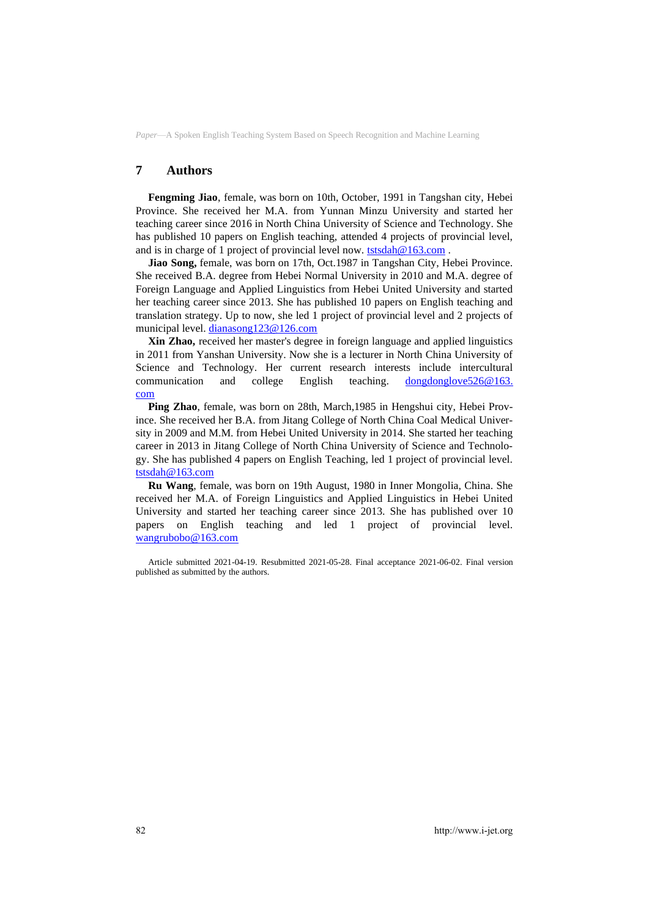## 7 Authors

**Fengming Jiao**, female, was born on 10th, October, 1991 in Tangshan city, Hebei Province. She received her M.A. from Yunnan Minzu University and started her teaching career since 2016 in North China University of Science and Technology. She has published 10 papers on English teaching, attended 4 projects of provincial level, and is in charge of 1 project of provincial level now. tstsdah@163.com .

**Jiao Song,** female, was born on 17th, Oct.1987 in Tangshan City, Hebei Province. She received B.A. degree from Hebei Normal University in 2010 and M.A. degree of Foreign Language and Applied Linguistics from Hebei United University and started her teaching career since 2013. She has published 10 papers on English teaching and translation strategy. Up to now, she led 1 project of provincial level and 2 projects of municipal level. dianasong123@126.com

**Xin Zhao,** received her master's degree in foreign language and applied linguistics in 2011 from Yanshan University. Now she is a lecturer in North China University of Science and Technology. Her current research interests include intercultural communication and college English teaching. dongdonglove526@163.com

**Ping Zhao**, female, was born on 28th, March,1985 in Hengshui city, Hebei Province. She received her B.A. from Jitang College of North China Coal Medical University in 2009 and M.M. from Hebei United University in 2014. She started her teaching career in 2013 in Jitang College of North China University of Science and Technology. She has published 4 papers on English Teaching, led 1 project of provincial level. tstsdah@163.com

**Ru Wang**, female, was born on 19th August, 1980 in Inner Mongolia, China. She received her M.A. of Foreign Linguistics and Applied Linguistics in Hebei United University and started her teaching career since 2013. She has published over 10 papers on English teaching and led 1 project of provincial level. wangrubobo@163.com

Article submitted 2021-04-19. Resubmitted 2021-05-28. Final acceptance 2021-06-02. Final version published as submitted by the authors.